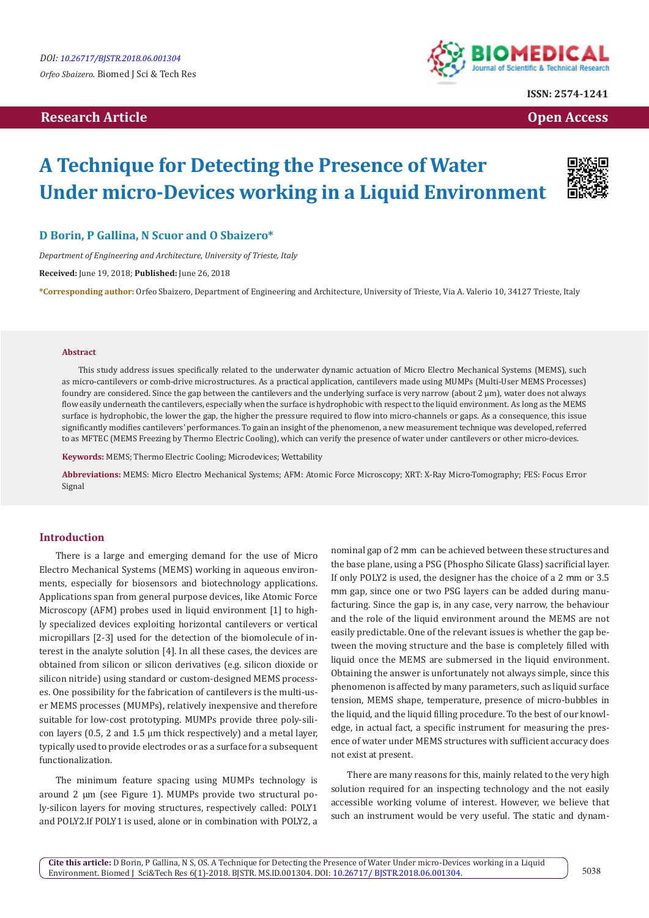DOI: 10.26717/BJSTR.2018.06.001304

*Orfeo Sbaizero*. Biomed J Sci & Tech Res

ISSN: 2574-1241

**Research Article** **Open Access**

# A Technique for Detecting the Presence of Water Under micro-Devices working in a Liquid Environment

**D Borin, P Gallina, N Scuor and O Sbaizero***

*Department of Engineering and Architecture, University of Trieste, Italy*

**Received:** June 19, 2018; **Published:** June 26, 2018

***Corresponding author:** Orfeo Sbaizero, Department of Engineering and Architecture, University of Trieste, Via A. Valerio 10, 34127 Trieste, Italy

## Abstract

This study address issues specifically related to the underwater dynamic actuation of Micro Electro Mechanical Systems (MEMS), such as micro-cantilevers or comb-drive microstructures. As a practical application, cantilevers made using MUMPs (Multi-User MEMS Processes) foundry are considered. Since the gap between the cantilevers and the underlying surface is very narrow (about 2 μm), water does not always flow easily underneath the cantilevers, especially when the surface is hydrophobic with respect to the liquid environment. As long as the MEMS surface is hydrophobic, the lower the gap, the higher the pressure required to flow into micro-channels or gaps. As a consequence, this issue significantly modifies cantilevers' performances. To gain an insight of the phenomenon, a new measurement technique was developed, referred to as MFTEC (MEMS Freezing by Thermo Electric Cooling), which can verify the presence of water under cantilevers or other micro-devices.

**Keywords:** MEMS; Thermo Electric Cooling; Microdevices; Wettability

**Abbreviations:** MEMS: Micro Electro Mechanical Systems; AFM: Atomic Force Microscopy; XRT: X-Ray Micro-Tomography; FES: Focus Error Signal

## Introduction

There is a large and emerging demand for the use of Micro Electro Mechanical Systems (MEMS) working in aqueous environments, especially for biosensors and biotechnology applications. Applications span from general purpose devices, like Atomic Force Microscopy (AFM) probes used in liquid environment [1] to highly specialized devices exploiting horizontal cantilevers or vertical micropillars [2-3] used for the detection of the biomolecule of interest in the analyte solution [4]. In all these cases, the devices are obtained from silicon or silicon derivatives (e.g. silicon dioxide or silicon nitride) using standard or custom-designed MEMS processes. One possibility for the fabrication of cantilevers is the multi-user MEMS processes (MUMPs), relatively inexpensive and therefore suitable for low-cost prototyping. MUMPs provide three poly-silicon layers (0.5, 2 and 1.5 μm thick respectively) and a metal layer, typically used to provide electrodes or as a surface for a subsequent functionalization.

The minimum feature spacing using MUMPs technology is around 2 μm (see Figure 1). MUMPs provide two structural poly-silicon layers for moving structures, respectively called: POLY1 and POLY2.If POLY1 is used, alone or in combination with POLY2, a nominal gap of 2 mm can be achieved between these structures and the base plane, using a PSG (Phospho Silicate Glass) sacrificial layer. If only POLY2 is used, the designer has the choice of a 2 mm or 3.5 mm gap, since one or two PSG layers can be added during manufacturing. Since the gap is, in any case, very narrow, the behaviour and the role of the liquid environment around the MEMS are not easily predictable. One of the relevant issues is whether the gap between the moving structure and the base is completely filled with liquid once the MEMS are submersed in the liquid environment. Obtaining the answer is unfortunately not always simple, since this phenomenon is affected by many parameters, such as liquid surface tension, MEMS shape, temperature, presence of micro-bubbles in the liquid, and the liquid filling procedure. To the best of our knowledge, in actual fact, a specific instrument for measuring the presence of water under MEMS structures with sufficient accuracy does not exist at present.

There are many reasons for this, mainly related to the very high solution required for an inspecting technology and the not easily accessible working volume of interest. However, we believe that such an instrument would be very useful. The static and dynam-

**Cite this article:** D Borin, P Gallina, N S, OS. A Technique for Detecting the Presence of Water Under micro-Devices working in a Liquid Environment. Biomed J Sci&Tech Res 6(1)-2018. BJSTR. MS.ID.001304. DOI: 10.26717/ BJSTR.2018.06.001304.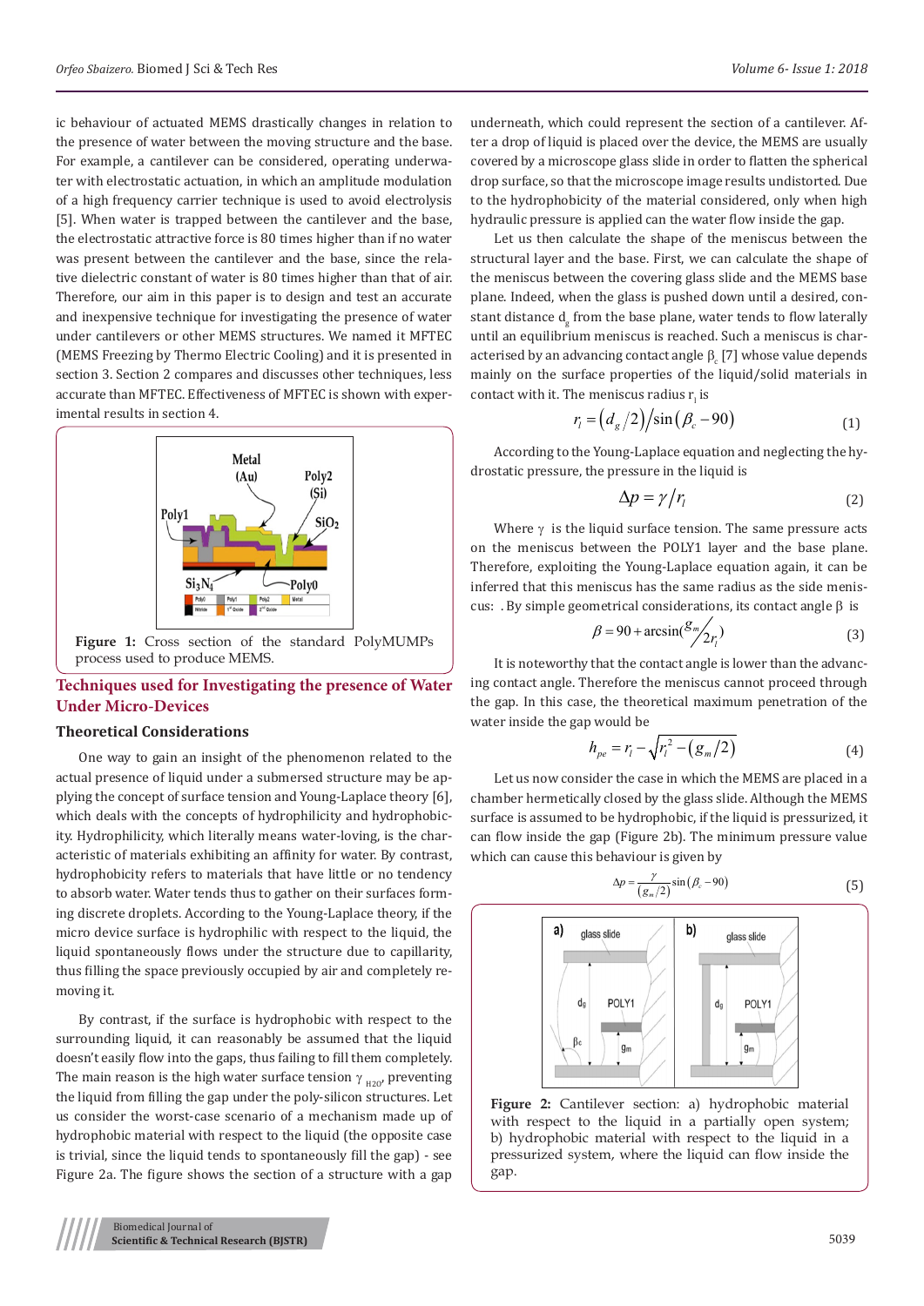ic behaviour of actuated MEMS drastically changes in relation to the presence of water between the moving structure and the base. For example, a cantilever can be considered, operating underwater with electrostatic actuation, in which an amplitude modulation of a high frequency carrier technique is used to avoid electrolysis [5]. When water is trapped between the cantilever and the base, the electrostatic attractive force is 80 times higher than if no water was present between the cantilever and the base, since the relative dielectric constant of water is 80 times higher than that of air. Therefore, our aim in this paper is to design and test an accurate and inexpensive technique for investigating the presence of water under cantilevers or other MEMS structures. We named it MFTEC (MEMS Freezing by Thermo Electric Cooling) and it is presented in section 3. Section 2 compares and discusses other techniques, less accurate than MFTEC. Effectiveness of MFTEC is shown with experimental results in section 4.

**Figure 1:** Cross section of the standard PolyMUMPs process used to produce MEMS.

## Techniques used for Investigating the presence of Water Under Micro-Devices

### Theoretical Considerations

One way to gain an insight of the phenomenon related to the actual presence of liquid under a submersed structure may be applying the concept of surface tension and Young-Laplace theory [6], which deals with the concepts of hydrophilicity and hydrophobicity. Hydrophilicity, which literally means water-loving, is the characteristic of materials exhibiting an affinity for water. By contrast, hydrophobicity refers to materials that have little or no tendency to absorb water. Water tends thus to gather on their surfaces forming discrete droplets. According to the Young-Laplace theory, if the micro device surface is hydrophilic with respect to the liquid, the liquid spontaneously flows under the structure due to capillarity, thus filling the space previously occupied by air and completely removing it.

By contrast, if the surface is hydrophobic with respect to the surrounding liquid, it can reasonably be assumed that the liquid doesn't easily flow into the gaps, thus failing to fill them completely. The main reason is the high water surface tension $\gamma_{H2O}$, preventing the liquid from filling the gap under the poly-silicon structures. Let us consider the worst-case scenario of a mechanism made up of hydrophobic material with respect to the liquid (the opposite case is trivial, since the liquid tends to spontaneously fill the gap) - see Figure 2a. The figure shows the section of a structure with a gap underneath, which could represent the section of a cantilever. After a drop of liquid is placed over the device, the MEMS are usually covered by a microscope glass slide in order to flatten the spherical drop surface, so that the microscope image results undistorted. Due to the hydrophobicity of the material considered, only when high hydraulic pressure is applied can the water flow inside the gap.

Let us then calculate the shape of the meniscus between the structural layer and the base. First, we can calculate the shape of the meniscus between the covering glass slide and the MEMS base plane. Indeed, when the glass is pushed down until a desired, constant distance $d_g$ from the base plane, water tends to flow laterally until an equilibrium meniscus is reached. Such a meniscus is characterised by an advancing contact angle $\beta_c$ [7] whose value depends mainly on the surface properties of the liquid/solid materials in contact with it. The meniscus radius $r_l$ is

$$r_l = \left(d_g/2\right)\big/\sin\left(\beta_c - 90\right) \tag{1}$$

According to the Young-Laplace equation and neglecting the hydrostatic pressure, the pressure in the liquid is

$$\Delta p = \gamma / r_l \tag{2}$$

Where $\gamma$ is the liquid surface tension. The same pressure acts on the meniscus between the POLY1 layer and the base plane. Therefore, exploiting the Young-Laplace equation again, it can be inferred that this meniscus has the same radius as the side meniscus: . By simple geometrical considerations, its contact angle $\beta$ is

$$\beta = 90 + \arcsin\left(g_m / 2r_l\right) \tag{3}$$

It is noteworthy that the contact angle is lower than the advancing contact angle. Therefore the meniscus cannot proceed through the gap. In this case, the theoretical maximum penetration of the water inside the gap would be

$$h_{pe} = r_l - \sqrt{r_l^2 - \left(g_m/2\right)} \tag{4}$$

Let us now consider the case in which the MEMS are placed in a chamber hermetically closed by the glass slide. Although the MEMS surface is assumed to be hydrophobic, if the liquid is pressurized, it can flow inside the gap (Figure 2b). The minimum pressure value which can cause this behaviour is given by

$$\Delta p = \frac{\gamma}{\left(g_m/2\right)} \sin\left(\beta_c - 90\right) \tag{5}$$

**Figure 2:** Cantilever section: a) hydrophobic material with respect to the liquid in a partially open system; b) hydrophobic material with respect to the liquid in a pressurized system, where the liquid can flow inside the gap.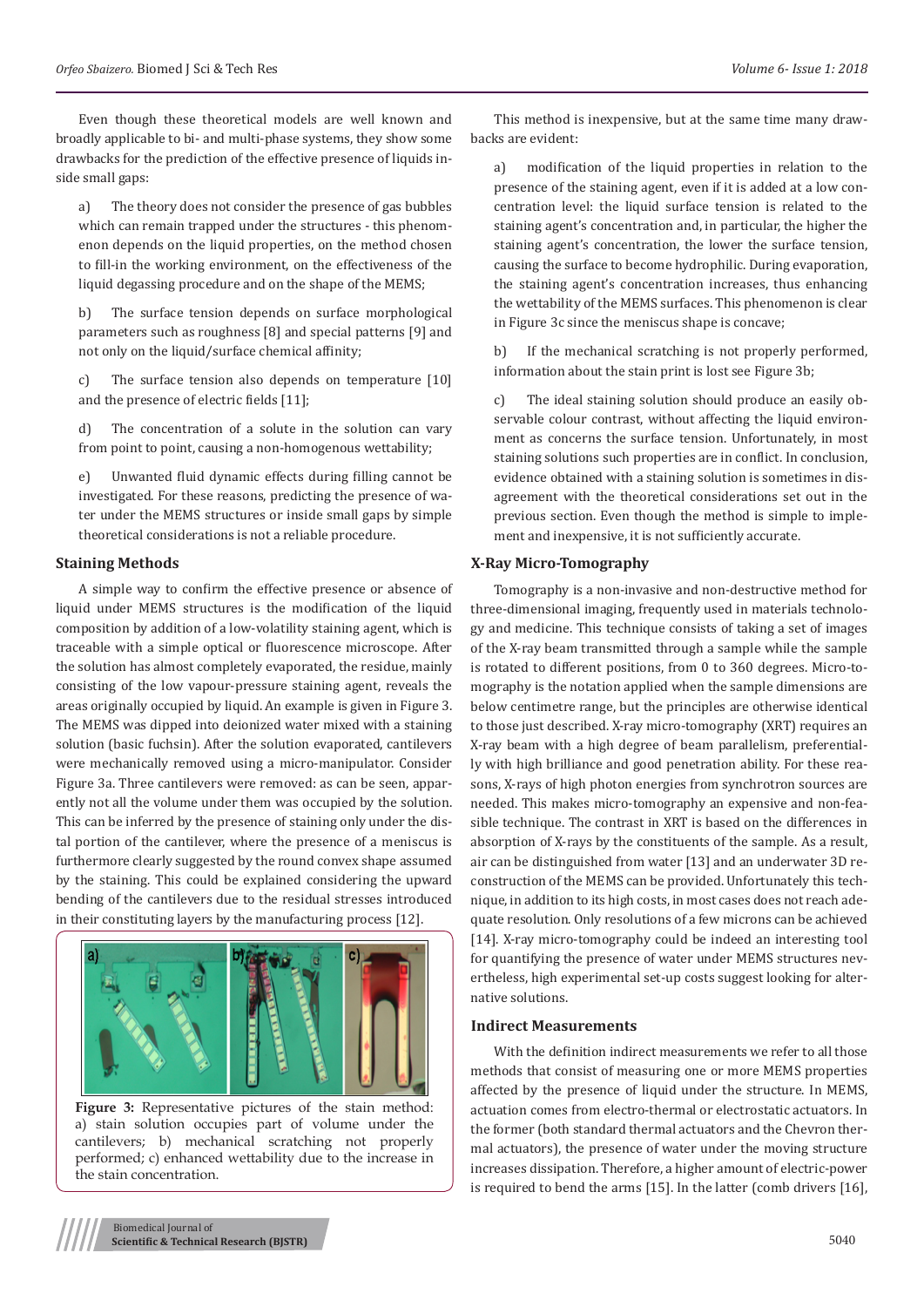Even though these theoretical models are well known and broadly applicable to bi- and multi-phase systems, they show some drawbacks for the prediction of the effective presence of liquids inside small gaps:

a) The theory does not consider the presence of gas bubbles which can remain trapped under the structures - this phenomenon depends on the liquid properties, on the method chosen to fill-in the working environment, on the effectiveness of the liquid degassing procedure and on the shape of the MEMS;

b) The surface tension depends on surface morphological parameters such as roughness [8] and special patterns [9] and not only on the liquid/surface chemical affinity;

c) The surface tension also depends on temperature [10] and the presence of electric fields [11];

d) The concentration of a solute in the solution can vary from point to point, causing a non-homogenous wettability;

e) Unwanted fluid dynamic effects during filling cannot be investigated. For these reasons, predicting the presence of water under the MEMS structures or inside small gaps by simple theoretical considerations is not a reliable procedure.

### Staining Methods

A simple way to confirm the effective presence or absence of liquid under MEMS structures is the modification of the liquid composition by addition of a low-volatility staining agent, which is traceable with a simple optical or fluorescence microscope. After the solution has almost completely evaporated, the residue, mainly consisting of the low vapour-pressure staining agent, reveals the areas originally occupied by liquid. An example is given in Figure 3. The MEMS was dipped into deionized water mixed with a staining solution (basic fuchsin). After the solution evaporated, cantilevers were mechanically removed using a micro-manipulator. Consider Figure 3a. Three cantilevers were removed: as can be seen, apparently not all the volume under them was occupied by the solution. This can be inferred by the presence of staining only under the distal portion of the cantilever, where the presence of a meniscus is furthermore clearly suggested by the round convex shape assumed by the staining. This could be explained considering the upward bending of the cantilevers due to the residual stresses introduced in their constituting layers by the manufacturing process [12].

**Figure 3:** Representative pictures of the stain method: a) stain solution occupies part of volume under the cantilevers; b) mechanical scratching not properly performed; c) enhanced wettability due to the increase in the stain concentration.

This method is inexpensive, but at the same time many drawbacks are evident:

a) modification of the liquid properties in relation to the presence of the staining agent, even if it is added at a low concentration level: the liquid surface tension is related to the staining agent's concentration and, in particular, the higher the staining agent's concentration, the lower the surface tension, causing the surface to become hydrophilic. During evaporation, the staining agent's concentration increases, thus enhancing the wettability of the MEMS surfaces. This phenomenon is clear in Figure 3c since the meniscus shape is concave;

b) If the mechanical scratching is not properly performed, information about the stain print is lost see Figure 3b;

c) The ideal staining solution should produce an easily observable colour contrast, without affecting the liquid environment as concerns the surface tension. Unfortunately, in most staining solutions such properties are in conflict. In conclusion, evidence obtained with a staining solution is sometimes in disagreement with the theoretical considerations set out in the previous section. Even though the method is simple to implement and inexpensive, it is not sufficiently accurate.

### X-Ray Micro-Tomography

Tomography is a non-invasive and non-destructive method for three-dimensional imaging, frequently used in materials technology and medicine. This technique consists of taking a set of images of the X-ray beam transmitted through a sample while the sample is rotated to different positions, from 0 to 360 degrees. Micro-tomography is the notation applied when the sample dimensions are below centimetre range, but the principles are otherwise identical to those just described. X-ray micro-tomography (XRT) requires an X-ray beam with a high degree of beam parallelism, preferentially with high brilliance and good penetration ability. For these reasons, X-rays of high photon energies from synchrotron sources are needed. This makes micro-tomography an expensive and non-feasible technique. The contrast in XRT is based on the differences in absorption of X-rays by the constituents of the sample. As a result, air can be distinguished from water [13] and an underwater 3D reconstruction of the MEMS can be provided. Unfortunately this technique, in addition to its high costs, in most cases does not reach adequate resolution. Only resolutions of a few microns can be achieved [14]. X-ray micro-tomography could be indeed an interesting tool for quantifying the presence of water under MEMS structures nevertheless, high experimental set-up costs suggest looking for alternative solutions.

### Indirect Measurements

With the definition indirect measurements we refer to all those methods that consist of measuring one or more MEMS properties affected by the presence of liquid under the structure. In MEMS, actuation comes from electro-thermal or electrostatic actuators. In the former (both standard thermal actuators and the Chevron thermal actuators), the presence of water under the moving structure increases dissipation. Therefore, a higher amount of electric-power is required to bend the arms [15]. In the latter (comb drivers [16],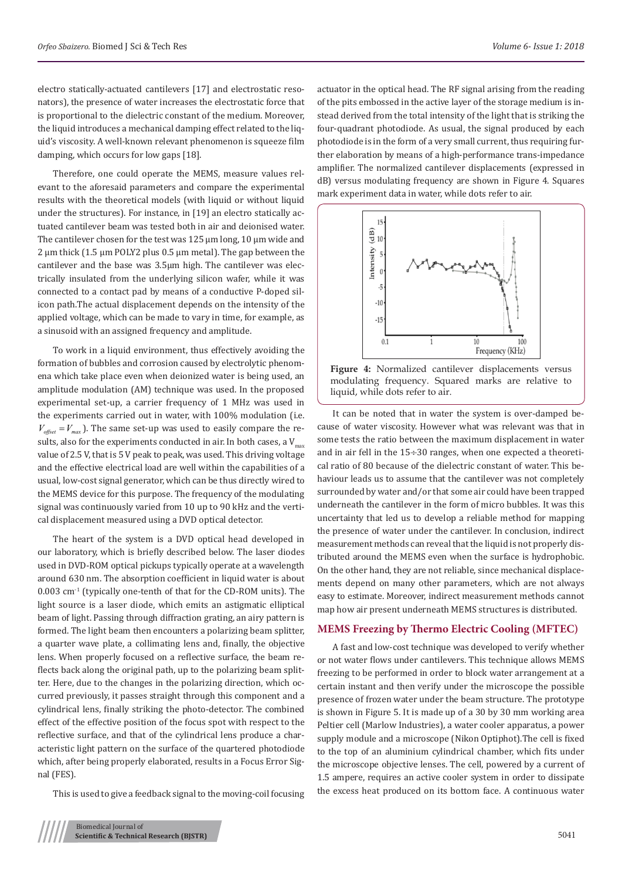electro statically-actuated cantilevers [17] and electrostatic resonators), the presence of water increases the electrostatic force that is proportional to the dielectric constant of the medium. Moreover, the liquid introduces a mechanical damping effect related to the liquid's viscosity. A well-known relevant phenomenon is squeeze film damping, which occurs for low gaps [18].

Therefore, one could operate the MEMS, measure values relevant to the aforesaid parameters and compare the experimental results with the theoretical models (with liquid or without liquid under the structures). For instance, in [19] an electro statically actuated cantilever beam was tested both in air and deionised water. The cantilever chosen for the test was 125 µm long, 10 µm wide and 2 µm thick (1.5 µm POLY2 plus 0.5 µm metal). The gap between the cantilever and the base was 3.5µm high. The cantilever was electrically insulated from the underlying silicon wafer, while it was connected to a contact pad by means of a conductive P-doped silicon path.The actual displacement depends on the intensity of the applied voltage, which can be made to vary in time, for example, as a sinusoid with an assigned frequency and amplitude.

To work in a liquid environment, thus effectively avoiding the formation of bubbles and corrosion caused by electrolytic phenomena which take place even when deionized water is being used, an amplitude modulation (AM) technique was used. In the proposed experimental set-up, a carrier frequency of 1 MHz was used in the experiments carried out in water, with 100% modulation (i.e. $V_{offset} = V_{max}$). The same set-up was used to easily compare the results, also for the experiments conducted in air. In both cases, a $V_{max}$ value of 2.5 V, that is 5 V peak to peak, was used. This driving voltage and the effective electrical load are well within the capabilities of a usual, low-cost signal generator, which can be thus directly wired to the MEMS device for this purpose. The frequency of the modulating signal was continuously varied from 10 up to 90 kHz and the vertical displacement measured using a DVD optical detector.

The heart of the system is a DVD optical head developed in our laboratory, which is briefly described below. The laser diodes used in DVD-ROM optical pickups typically operate at a wavelength around 630 nm. The absorption coefficient in liquid water is about 0.003 $cm^{-1}$ (typically one-tenth of that for the CD-ROM units). The light source is a laser diode, which emits an astigmatic elliptical beam of light. Passing through diffraction grating, an airy pattern is formed. The light beam then encounters a polarizing beam splitter, a quarter wave plate, a collimating lens and, finally, the objective lens. When properly focused on a reflective surface, the beam reflects back along the original path, up to the polarizing beam splitter. Here, due to the changes in the polarizing direction, which occurred previously, it passes straight through this component and a cylindrical lens, finally striking the photo-detector. The combined effect of the effective position of the focus spot with respect to the reflective surface, and that of the cylindrical lens produce a characteristic light pattern on the surface of the quartered photodiode which, after being properly elaborated, results in a Focus Error Signal (FES).

This is used to give a feedback signal to the moving-coil focusing actuator in the optical head. The RF signal arising from the reading of the pits embossed in the active layer of the storage medium is instead derived from the total intensity of the light that is striking the four-quadrant photodiode. As usual, the signal produced by each photodiode is in the form of a very small current, thus requiring further elaboration by means of a high-performance trans-impedance amplifier. The normalized cantilever displacements (expressed in dB) versus modulating frequency are shown in Figure 4. Squares mark experiment data in water, while dots refer to air.

**Figure 4:** Normalized cantilever displacements versus modulating frequency. Squared marks are relative to liquid, while dots refer to air.

It can be noted that in water the system is over-damped because of water viscosity. However what was relevant was that in some tests the ratio between the maximum displacement in water and in air fell in the 15÷30 ranges, when one expected a theoretical ratio of 80 because of the dielectric constant of water. This behaviour leads us to assume that the cantilever was not completely surrounded by water and/or that some air could have been trapped underneath the cantilever in the form of micro bubbles. It was this uncertainty that led us to develop a reliable method for mapping the presence of water under the cantilever. In conclusion, indirect measurement methods can reveal that the liquid is not properly distributed around the MEMS even when the surface is hydrophobic. On the other hand, they are not reliable, since mechanical displacements depend on many other parameters, which are not always easy to estimate. Moreover, indirect measurement methods cannot map how air present underneath MEMS structures is distributed.

## MEMS Freezing by Thermo Electric Cooling (MFTEC)

A fast and low-cost technique was developed to verify whether or not water flows under cantilevers. This technique allows MEMS freezing to be performed in order to block water arrangement at a certain instant and then verify under the microscope the possible presence of frozen water under the beam structure. The prototype is shown in Figure 5. It is made up of a 30 by 30 mm working area Peltier cell (Marlow Industries), a water cooler apparatus, a power supply module and a microscope (Nikon Optiphot).The cell is fixed to the top of an aluminium cylindrical chamber, which fits under the microscope objective lenses. The cell, powered by a current of 1.5 ampere, requires an active cooler system in order to dissipate the excess heat produced on its bottom face. A continuous water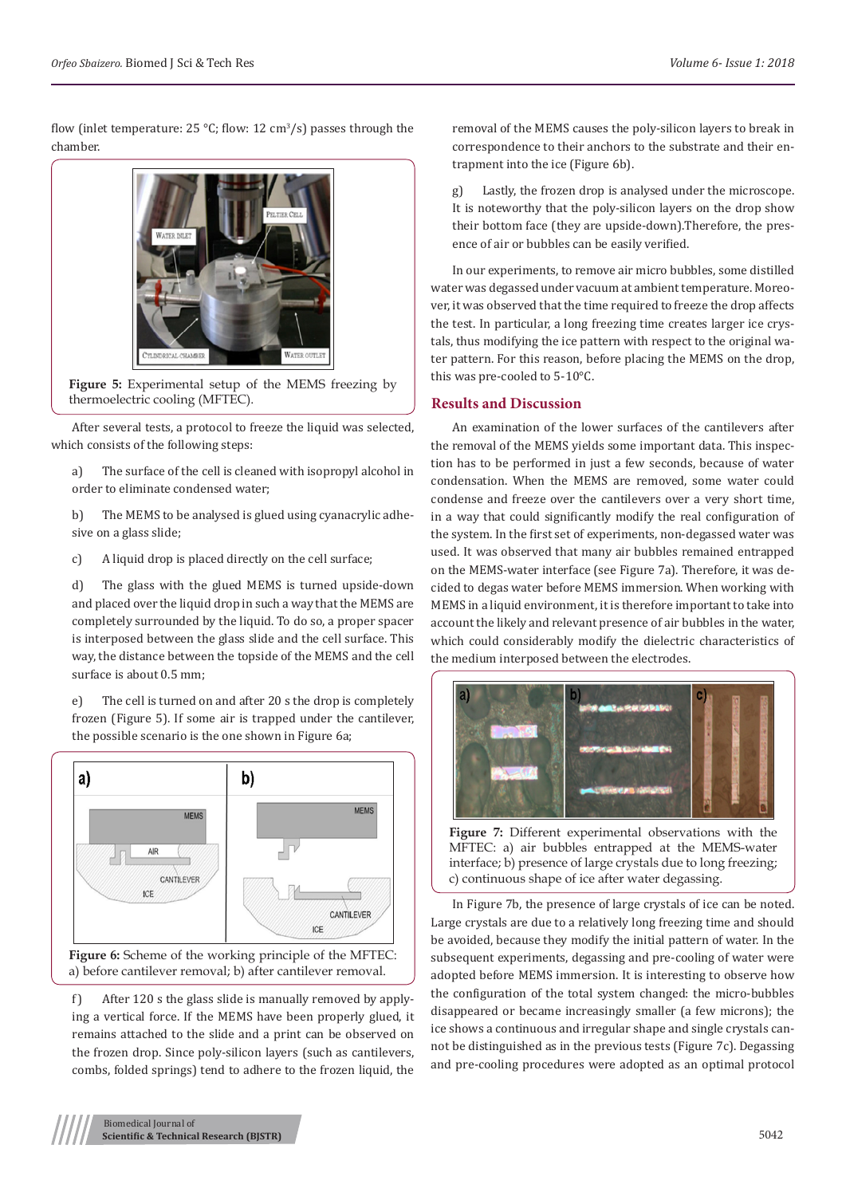flow (inlet temperature: 25 °C; flow: 12 $cm^3/s$) passes through the chamber.

**Figure 5:** Experimental setup of the MEMS freezing by thermoelectric cooling (MFTEC).

After several tests, a protocol to freeze the liquid was selected, which consists of the following steps:

a) The surface of the cell is cleaned with isopropyl alcohol in order to eliminate condensed water;

b) The MEMS to be analysed is glued using cyanacrylic adhesive on a glass slide;

c) A liquid drop is placed directly on the cell surface;

d) The glass with the glued MEMS is turned upside-down and placed over the liquid drop in such a way that the MEMS are completely surrounded by the liquid. To do so, a proper spacer is interposed between the glass slide and the cell surface. This way, the distance between the topside of the MEMS and the cell surface is about 0.5 mm;

e) The cell is turned on and after 20 s the drop is completely frozen (Figure 5). If some air is trapped under the cantilever, the possible scenario is the one shown in Figure 6a;

**Figure 6:** Scheme of the working principle of the MFTEC: a) before cantilever removal; b) after cantilever removal.

f) After 120 s the glass slide is manually removed by applying a vertical force. If the MEMS have been properly glued, it remains attached to the slide and a print can be observed on the frozen drop. Since poly-silicon layers (such as cantilevers, combs, folded springs) tend to adhere to the frozen liquid, the removal of the MEMS causes the poly-silicon layers to break in correspondence to their anchors to the substrate and their entrapment into the ice (Figure 6b).

g) Lastly, the frozen drop is analysed under the microscope. It is noteworthy that the poly-silicon layers on the drop show their bottom face (they are upside-down).Therefore, the presence of air or bubbles can be easily verified.

In our experiments, to remove air micro bubbles, some distilled water was degassed under vacuum at ambient temperature. Moreover, it was observed that the time required to freeze the drop affects the test. In particular, a long freezing time creates larger ice crystals, thus modifying the ice pattern with respect to the original water pattern. For this reason, before placing the MEMS on the drop, this was pre-cooled to 5-10°C.

## Results and Discussion

An examination of the lower surfaces of the cantilevers after the removal of the MEMS yields some important data. This inspection has to be performed in just a few seconds, because of water condensation. When the MEMS are removed, some water could condense and freeze over the cantilevers over a very short time, in a way that could significantly modify the real configuration of the system. In the first set of experiments, non-degassed water was used. It was observed that many air bubbles remained entrapped on the MEMS-water interface (see Figure 7a). Therefore, it was decided to degas water before MEMS immersion. When working with MEMS in a liquid environment, it is therefore important to take into account the likely and relevant presence of air bubbles in the water, which could considerably modify the dielectric characteristics of the medium interposed between the electrodes.

**Figure 7:** Different experimental observations with the MFTEC: a) air bubbles entrapped at the MEMS-water interface; b) presence of large crystals due to long freezing; c) continuous shape of ice after water degassing.

In Figure 7b, the presence of large crystals of ice can be noted. Large crystals are due to a relatively long freezing time and should be avoided, because they modify the initial pattern of water. In the subsequent experiments, degassing and pre-cooling of water were adopted before MEMS immersion. It is interesting to observe how the configuration of the total system changed: the micro-bubbles disappeared or became increasingly smaller (a few microns); the ice shows a continuous and irregular shape and single crystals cannot be distinguished as in the previous tests (Figure 7c). Degassing and pre-cooling procedures were adopted as an optimal protocol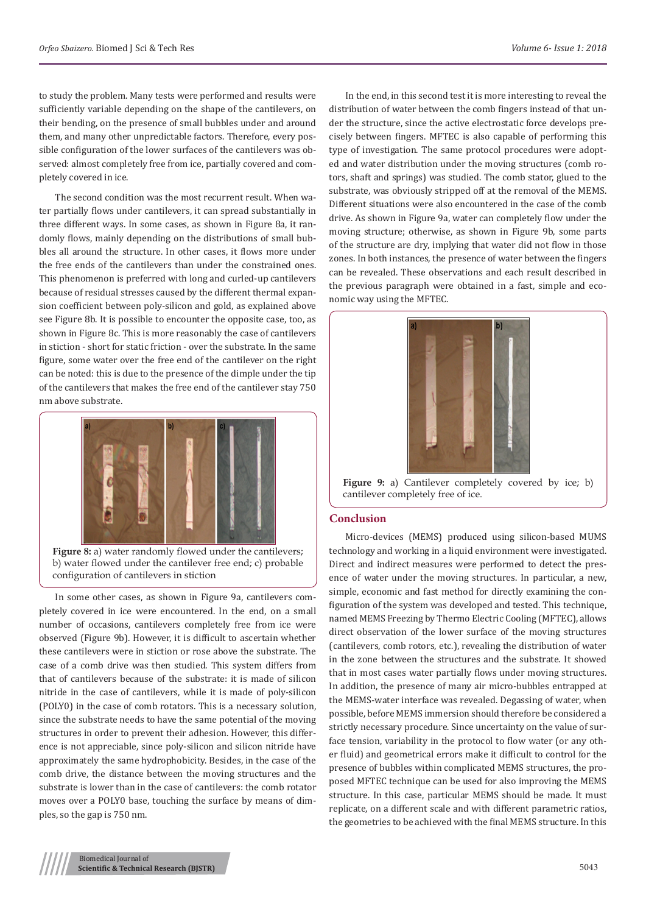to study the problem. Many tests were performed and results were sufficiently variable depending on the shape of the cantilevers, on their bending, on the presence of small bubbles under and around them, and many other unpredictable factors. Therefore, every possible configuration of the lower surfaces of the cantilevers was observed: almost completely free from ice, partially covered and completely covered in ice.

The second condition was the most recurrent result. When water partially flows under cantilevers, it can spread substantially in three different ways. In some cases, as shown in Figure 8a, it randomly flows, mainly depending on the distributions of small bubbles all around the structure. In other cases, it flows more under the free ends of the cantilevers than under the constrained ones. This phenomenon is preferred with long and curled-up cantilevers because of residual stresses caused by the different thermal expansion coefficient between poly-silicon and gold, as explained above see Figure 8b. It is possible to encounter the opposite case, too, as shown in Figure 8c. This is more reasonably the case of cantilevers in stiction - short for static friction - over the substrate. In the same figure, some water over the free end of the cantilever on the right can be noted: this is due to the presence of the dimple under the tip of the cantilevers that makes the free end of the cantilever stay 750 nm above substrate.

**Figure 8:** a) water randomly flowed under the cantilevers; b) water flowed under the cantilever free end; c) probable configuration of cantilevers in stiction

In some other cases, as shown in Figure 9a, cantilevers completely covered in ice were encountered. In the end, on a small number of occasions, cantilevers completely free from ice were observed (Figure 9b). However, it is difficult to ascertain whether these cantilevers were in stiction or rose above the substrate. The case of a comb drive was then studied. This system differs from that of cantilevers because of the substrate: it is made of silicon nitride in the case of cantilevers, while it is made of poly-silicon (POLY0) in the case of comb rotators. This is a necessary solution, since the substrate needs to have the same potential of the moving structures in order to prevent their adhesion. However, this difference is not appreciable, since poly-silicon and silicon nitride have approximately the same hydrophobicity. Besides, in the case of the comb drive, the distance between the moving structures and the substrate is lower than in the case of cantilevers: the comb rotator moves over a POLY0 base, touching the surface by means of dimples, so the gap is 750 nm.

In the end, in this second test it is more interesting to reveal the distribution of water between the comb fingers instead of that under the structure, since the active electrostatic force develops precisely between fingers. MFTEC is also capable of performing this type of investigation. The same protocol procedures were adopted and water distribution under the moving structures (comb rotors, shaft and springs) was studied. The comb stator, glued to the substrate, was obviously stripped off at the removal of the MEMS. Different situations were also encountered in the case of the comb drive. As shown in Figure 9a, water can completely flow under the moving structure; otherwise, as shown in Figure 9b, some parts of the structure are dry, implying that water did not flow in those zones. In both instances, the presence of water between the fingers can be revealed. These observations and each result described in the previous paragraph were obtained in a fast, simple and economic way using the MFTEC.

**Figure 9:** a) Cantilever completely covered by ice; b) cantilever completely free of ice.

## Conclusion

Micro-devices (MEMS) produced using silicon-based MUMS technology and working in a liquid environment were investigated. Direct and indirect measures were performed to detect the presence of water under the moving structures. In particular, a new, simple, economic and fast method for directly examining the configuration of the system was developed and tested. This technique, named MEMS Freezing by Thermo Electric Cooling (MFTEC), allows direct observation of the lower surface of the moving structures (cantilevers, comb rotors, etc.), revealing the distribution of water in the zone between the structures and the substrate. It showed that in most cases water partially flows under moving structures. In addition, the presence of many air micro-bubbles entrapped at the MEMS-water interface was revealed. Degassing of water, when possible, before MEMS immersion should therefore be considered a strictly necessary procedure. Since uncertainty on the value of surface tension, variability in the protocol to flow water (or any other fluid) and geometrical errors make it difficult to control for the presence of bubbles within complicated MEMS structures, the proposed MFTEC technique can be used for also improving the MEMS structure. In this case, particular MEMS should be made. It must replicate, on a different scale and with different parametric ratios, the geometries to be achieved with the final MEMS structure. In this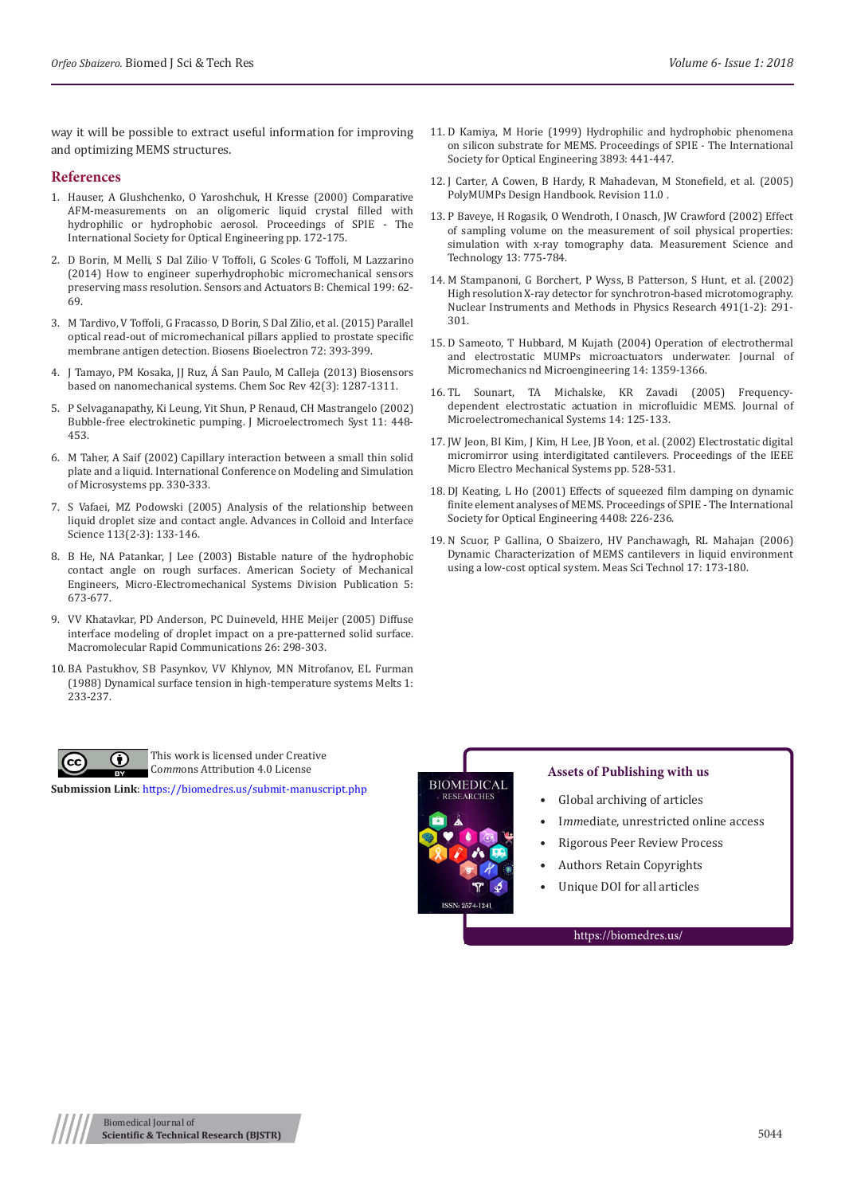way it will be possible to extract useful information for improving and optimizing MEMS structures.

## References

1. Hauser, A Glushchenko, O Yaroshchuk, H Kresse (2000) Comparative AFM-measurements on an oligomeric liquid crystal filled with hydrophilic or hydrophobic aerosol. Proceedings of SPIE - The International Society for Optical Engineering pp. 172-175.
2. D Borin, M Melli, S Dal Zilio, V Toffoli, G Scoles, G Toffoli, M Lazzarino (2014) How to engineer superhydrophobic micromechanical sensors preserving mass resolution. Sensors and Actuators B: Chemical 199: 62-69.
3. M Tardivo, V Toffoli, G Fracasso, D Borin, S Dal Zilio, et al. (2015) Parallel optical read-out of micromechanical pillars applied to prostate specific membrane antigen detection. Biosens Bioelectron 72: 393-399.
4. J Tamayo, PM Kosaka, JJ Ruz, Á San Paulo, M Calleja (2013) Biosensors based on nanomechanical systems. Chem Soc Rev 42(3): 1287-1311.
5. P Selvaganapathy, Ki Leung, Yit Shun, P Renaud, CH Mastrangelo (2002) Bubble-free electrokinetic pumping. J Microelectromech Syst 11: 448-453.
6. M Taher, A Saif (2002) Capillary interaction between a small thin solid plate and a liquid. International Conference on Modeling and Simulation of Microsystems pp. 330-333.
7. S Vafaei, MZ Podowski (2005) Analysis of the relationship between liquid droplet size and contact angle. Advances in Colloid and Interface Science 113(2-3): 133-146.
8. B He, NA Patankar, J Lee (2003) Bistable nature of the hydrophobic contact angle on rough surfaces. American Society of Mechanical Engineers, Micro-Electromechanical Systems Division Publication 5: 673-677.
9. VV Khatavkar, PD Anderson, PC Duineveld, HHE Meijer (2005) Diffuse interface modeling of droplet impact on a pre-patterned solid surface. Macromolecular Rapid Communications 26: 298-303.
10. BA Pastukhov, SB Pasynkov, VV Khlynov, MN Mitrofanov, EL Furman (1988) Dynamical surface tension in high-temperature systems Melts 1: 233-237.
11. D Kamiya, M Horie (1999) Hydrophilic and hydrophobic phenomena on silicon substrate for MEMS. Proceedings of SPIE - The International Society for Optical Engineering 3893: 441-447.
12. J Carter, A Cowen, B Hardy, R Mahadevan, M Stonefield, et al. (2005) PolyMUMPs Design Handbook. Revision 11.0 .
13. P Baveye, H Rogasik, O Wendroth, I Onasch, JW Crawford (2002) Effect of sampling volume on the measurement of soil physical properties: simulation with x-ray tomography data. Measurement Science and Technology 13: 775-784.
14. M Stampanoni, G Borchert, P Wyss, B Patterson, S Hunt, et al. (2002) High resolution X-ray detector for synchrotron-based microtomography. Nuclear Instruments and Methods in Physics Research 491(1-2): 291-301.
15. D Sameoto, T Hubbard, M Kujath (2004) Operation of electrothermal and electrostatic MUMPs microactuators underwater. Journal of Micromechanics nd Microengineering 14: 1359-1366.
16. TL Sounart, TA Michalske, KR Zavadi (2005) Frequency-dependent electrostatic actuation in microfluidic MEMS. Journal of Microelectromechanical Systems 14: 125-133.
17. JW Jeon, BI Kim, J Kim, H Lee, JB Yoon, et al. (2002) Electrostatic digital micromirror using interdigitated cantilevers. Proceedings of the IEEE Micro Electro Mechanical Systems pp. 528-531.
18. DJ Keating, L Ho (2001) Effects of squeezed film damping on dynamic finite element analyses of MEMS. Proceedings of SPIE - The International Society for Optical Engineering 4408: 226-236.
19. N Scuor, P Gallina, O Sbaizero, HV Panchawagh, RL Mahajan (2006) Dynamic Characterization of MEMS cantilevers in liquid environment using a low-cost optical system. Meas Sci Technol 17: 173-180.

This work is licensed under Creative Commons Attribution 4.0 License

**Submission Link**: https://biomedres.us/submit-manuscript.php

**Assets of Publishing with us**

- Global archiving of articles
- Immediate, unrestricted online access
- Rigorous Peer Review Process
- Authors Retain Copyrights
- Unique DOI for all articles

https://biomedres.us/